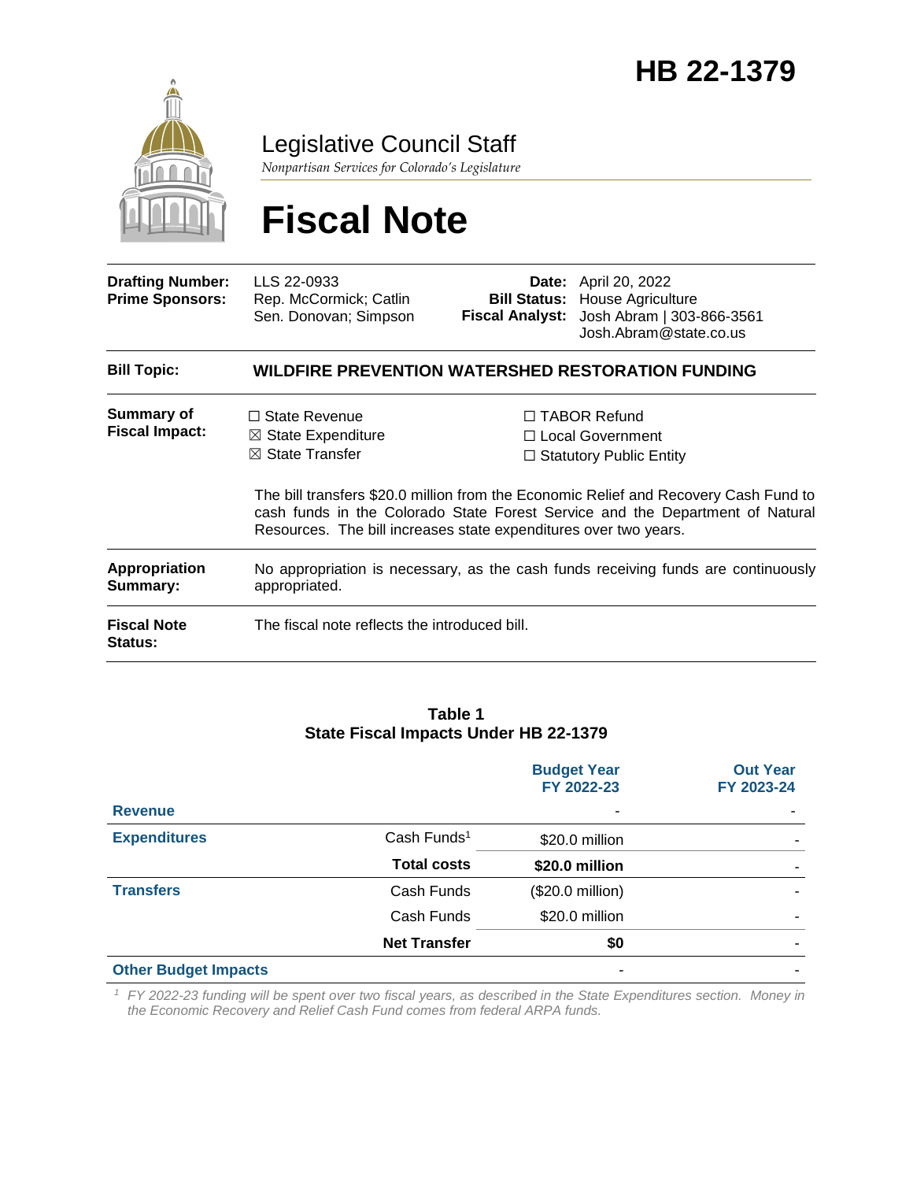# HB 22-1379

Legislative Council Staff

*Nonpartisan Services for Colorado's Legislature*

# Fiscal Note

| | | | |
|---|---|---|---|
| **Drafting Number:** | LLS 22-0933 | **Date:** | April 20, 2022 |
| **Prime Sponsors:** | Rep. McCormick; Catlin<br>Sen. Donovan; Simpson | **Bill Status:** | House Agriculture |
| | | **Fiscal Analyst:** | Josh Abram \| 303-866-3561<br>Josh.Abram@state.co.us |

**Bill Topic:** **WILDFIRE PREVENTION WATERSHED RESTORATION FUNDING**

**Summary of Fiscal Impact:**

☐ State Revenue
☒ State Expenditure
☒ State Transfer
☐ TABOR Refund
☐ Local Government
☐ Statutory Public Entity

The bill transfers $20.0 million from the Economic Relief and Recovery Cash Fund to cash funds in the Colorado State Forest Service and the Department of Natural Resources. The bill increases state expenditures over two years.

**Appropriation Summary:** No appropriation is necessary, as the cash funds receiving funds are continuously appropriated.

**Fiscal Note Status:** The fiscal note reflects the introduced bill.

**Table 1**
**State Fiscal Impacts Under HB 22-1379**

| | | Budget Year FY 2022-23 | Out Year FY 2023-24 |
|---|---|---|---|
| **Revenue** | | - | - |
| **Expenditures** | Cash Funds[1] | $20.0 million | - |
| | **Total costs** | **$20.0 million** | - |
| **Transfers** | Cash Funds | ($20.0 million) | - |
| | Cash Funds | $20.0 million | - |
| | **Net Transfer** | **$0** | - |
| **Other Budget Impacts** | | - | - |

[1] *FY 2022-23 funding will be spent over two fiscal years, as described in the State Expenditures section. Money in the Economic Recovery and Relief Cash Fund comes from federal ARPA funds.*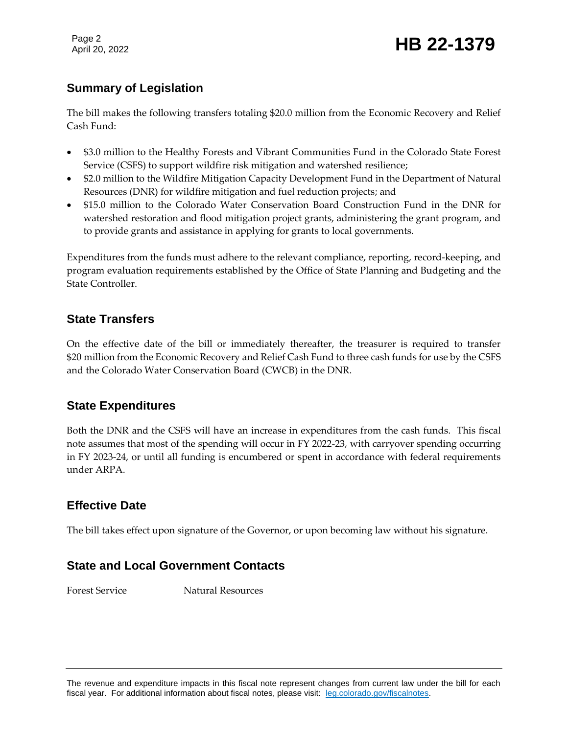## Summary of Legislation

The bill makes the following transfers totaling $20.0 million from the Economic Recovery and Relief Cash Fund:

- $3.0 million to the Healthy Forests and Vibrant Communities Fund in the Colorado State Forest Service (CSFS) to support wildfire risk mitigation and watershed resilience;
- $2.0 million to the Wildfire Mitigation Capacity Development Fund in the Department of Natural Resources (DNR) for wildfire mitigation and fuel reduction projects; and
- $15.0 million to the Colorado Water Conservation Board Construction Fund in the DNR for watershed restoration and flood mitigation project grants, administering the grant program, and to provide grants and assistance in applying for grants to local governments.

Expenditures from the funds must adhere to the relevant compliance, reporting, record-keeping, and program evaluation requirements established by the Office of State Planning and Budgeting and the State Controller.

## State Transfers

On the effective date of the bill or immediately thereafter, the treasurer is required to transfer $20 million from the Economic Recovery and Relief Cash Fund to three cash funds for use by the CSFS and the Colorado Water Conservation Board (CWCB) in the DNR.

## State Expenditures

Both the DNR and the CSFS will have an increase in expenditures from the cash funds. This fiscal note assumes that most of the spending will occur in FY 2022-23, with carryover spending occurring in FY 2023-24, or until all funding is encumbered or spent in accordance with federal requirements under ARPA.

## Effective Date

The bill takes effect upon signature of the Governor, or upon becoming law without his signature.

## State and Local Government Contacts

Forest Service Natural Resources

The revenue and expenditure impacts in this fiscal note represent changes from current law under the bill for each fiscal year. For additional information about fiscal notes, please visit: leg.colorado.gov/fiscalnotes.